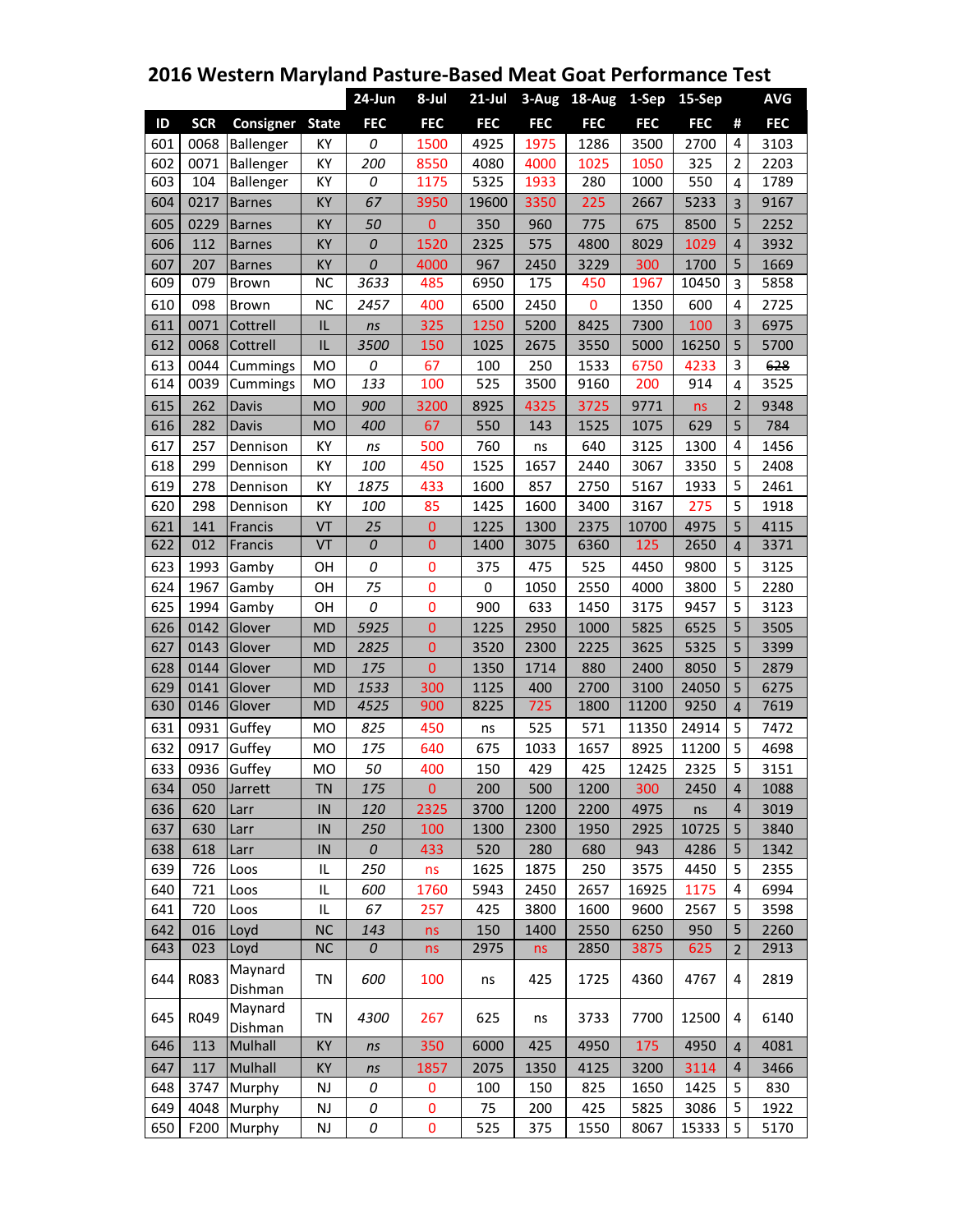# 2016 Western Maryland Pasture-Based Meat Goat Performance Test

| | | | | 24-Jun | 8-Jul | 21-Jul | 3-Aug | 18-Aug | 1-Sep | 15-Sep | | AVG |
|---|---|---|---|---|---|---|---|---|---|---|---|---|
| ID | SCR | Consigner | State | FEC | FEC | FEC | FEC | FEC | FEC | FEC | # | FEC |
| 601 | 0068 | Ballenger | KY | 0 | 1500 | 4925 | 1975 | 1286 | 3500 | 2700 | 4 | 3103 |
| 602 | 0071 | Ballenger | KY | 200 | 8550 | 4080 | 4000 | 1025 | 1050 | 325 | 2 | 2203 |
| 603 | 104 | Ballenger | KY | 0 | 1175 | 5325 | 1933 | 280 | 1000 | 550 | 4 | 1789 |
| 604 | 0217 | Barnes | KY | 67 | 3950 | 19600 | 3350 | 225 | 2667 | 5233 | 3 | 9167 |
| 605 | 0229 | Barnes | KY | 50 | 0 | 350 | 960 | 775 | 675 | 8500 | 5 | 2252 |
| 606 | 112 | Barnes | KY | 0 | 1520 | 2325 | 575 | 4800 | 8029 | 1029 | 4 | 3932 |
| 607 | 207 | Barnes | KY | 0 | 4000 | 967 | 2450 | 3229 | 300 | 1700 | 5 | 1669 |
| 609 | 079 | Brown | NC | 3633 | 485 | 6950 | 175 | 450 | 1967 | 10450 | 3 | 5858 |
| 610 | 098 | Brown | NC | 2457 | 400 | 6500 | 2450 | 0 | 1350 | 600 | 4 | 2725 |
| 611 | 0071 | Cottrell | IL | ns | 325 | 1250 | 5200 | 8425 | 7300 | 100 | 3 | 6975 |
| 612 | 0068 | Cottrell | IL | 3500 | 150 | 1025 | 2675 | 3550 | 5000 | 16250 | 5 | 5700 |
| 613 | 0044 | Cummings | MO | 0 | 67 | 100 | 250 | 1533 | 6750 | 4233 | 3 | ~~628~~ |
| 614 | 0039 | Cummings | MO | 133 | 100 | 525 | 3500 | 9160 | 200 | 914 | 4 | 3525 |
| 615 | 262 | Davis | MO | 900 | 3200 | 8925 | 4325 | 3725 | 9771 | ns | 2 | 9348 |
| 616 | 282 | Davis | MO | 400 | 67 | 550 | 143 | 1525 | 1075 | 629 | 5 | 784 |
| 617 | 257 | Dennison | KY | ns | 500 | 760 | ns | 640 | 3125 | 1300 | 4 | 1456 |
| 618 | 299 | Dennison | KY | 100 | 450 | 1525 | 1657 | 2440 | 3067 | 3350 | 5 | 2408 |
| 619 | 278 | Dennison | KY | 1875 | 433 | 1600 | 857 | 2750 | 5167 | 1933 | 5 | 2461 |
| 620 | 298 | Dennison | KY | 100 | 85 | 1425 | 1600 | 3400 | 3167 | 275 | 5 | 1918 |
| 621 | 141 | Francis | VT | 25 | 0 | 1225 | 1300 | 2375 | 10700 | 4975 | 5 | 4115 |
| 622 | 012 | Francis | VT | 0 | 0 | 1400 | 3075 | 6360 | 125 | 2650 | 4 | 3371 |
| 623 | 1993 | Gamby | OH | 0 | 0 | 375 | 475 | 525 | 4450 | 9800 | 5 | 3125 |
| 624 | 1967 | Gamby | OH | 75 | 0 | 0 | 1050 | 2550 | 4000 | 3800 | 5 | 2280 |
| 625 | 1994 | Gamby | OH | 0 | 0 | 900 | 633 | 1450 | 3175 | 9457 | 5 | 3123 |
| 626 | 0142 | Glover | MD | 5925 | 0 | 1225 | 2950 | 1000 | 5825 | 6525 | 5 | 3505 |
| 627 | 0143 | Glover | MD | 2825 | 0 | 3520 | 2300 | 2225 | 3625 | 5325 | 5 | 3399 |
| 628 | 0144 | Glover | MD | 175 | 0 | 1350 | 1714 | 880 | 2400 | 8050 | 5 | 2879 |
| 629 | 0141 | Glover | MD | 1533 | 300 | 1125 | 400 | 2700 | 3100 | 24050 | 5 | 6275 |
| 630 | 0146 | Glover | MD | 4525 | 900 | 8225 | 725 | 1800 | 11200 | 9250 | 4 | 7619 |
| 631 | 0931 | Guffey | MO | 825 | 450 | ns | 525 | 571 | 11350 | 24914 | 5 | 7472 |
| 632 | 0917 | Guffey | MO | 175 | 640 | 675 | 1033 | 1657 | 8925 | 11200 | 5 | 4698 |
| 633 | 0936 | Guffey | MO | 50 | 400 | 150 | 429 | 425 | 12425 | 2325 | 5 | 3151 |
| 634 | 050 | Jarrett | TN | 175 | 0 | 200 | 500 | 1200 | 300 | 2450 | 4 | 1088 |
| 636 | 620 | Larr | IN | 120 | 2325 | 3700 | 1200 | 2200 | 4975 | ns | 4 | 3019 |
| 637 | 630 | Larr | IN | 250 | 100 | 1300 | 2300 | 1950 | 2925 | 10725 | 5 | 3840 |
| 638 | 618 | Larr | IN | 0 | 433 | 520 | 280 | 680 | 943 | 4286 | 5 | 1342 |
| 639 | 726 | Loos | IL | 250 | ns | 1625 | 1875 | 250 | 3575 | 4450 | 5 | 2355 |
| 640 | 721 | Loos | IL | 600 | 1760 | 5943 | 2450 | 2657 | 16925 | 1175 | 4 | 6994 |
| 641 | 720 | Loos | IL | 67 | 257 | 425 | 3800 | 1600 | 9600 | 2567 | 5 | 3598 |
| 642 | 016 | Loyd | NC | 143 | ns | 150 | 1400 | 2550 | 6250 | 950 | 5 | 2260 |
| 643 | 023 | Loyd | NC | 0 | ns | 2975 | ns | 2850 | 3875 | 625 | 2 | 2913 |
| 644 | R083 | Maynard Dishman | TN | 600 | 100 | ns | 425 | 1725 | 4360 | 4767 | 4 | 2819 |
| 645 | R049 | Maynard Dishman | TN | 4300 | 267 | 625 | ns | 3733 | 7700 | 12500 | 4 | 6140 |
| 646 | 113 | Mulhall | KY | ns | 350 | 6000 | 425 | 4950 | 175 | 4950 | 4 | 4081 |
| 647 | 117 | Mulhall | KY | ns | 1857 | 2075 | 1350 | 4125 | 3200 | 3114 | 4 | 3466 |
| 648 | 3747 | Murphy | NJ | 0 | 0 | 100 | 150 | 825 | 1650 | 1425 | 5 | 830 |
| 649 | 4048 | Murphy | NJ | 0 | 0 | 75 | 200 | 425 | 5825 | 3086 | 5 | 1922 |
| 650 | F200 | Murphy | NJ | 0 | 0 | 525 | 375 | 1550 | 8067 | 15333 | 5 | 5170 |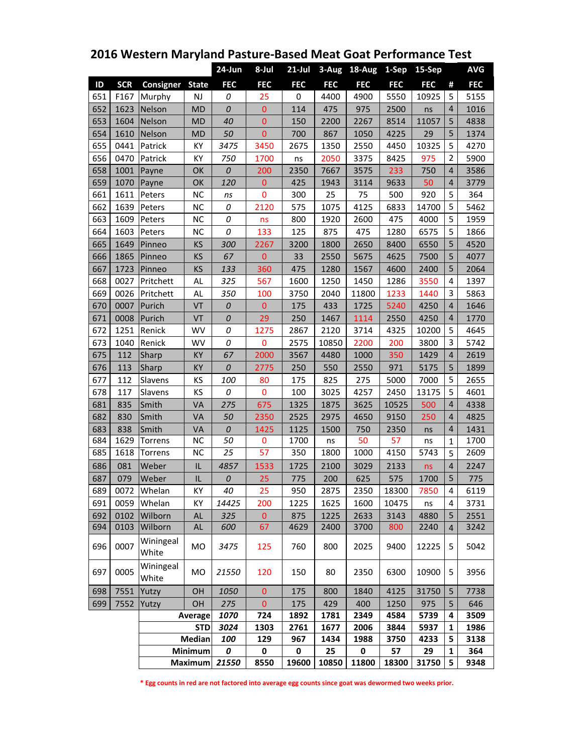## 2016 Western Maryland Pasture-Based Meat Goat Performance Test

| | | | | 24-Jun | 8-Jul | 21-Jul | 3-Aug | 18-Aug | 1-Sep | 15-Sep | | AVG |
|---|---|---|---|---|---|---|---|---|---|---|---|---|
| ID | SCR | Consigner | State | FEC | FEC | FEC | FEC | FEC | FEC | FEC | # | FEC |
| 651 | F167 | Murphy | NJ | 0 | 25 | 0 | 4400 | 4900 | 5550 | 10925 | 5 | 5155 |
| 652 | 1623 | Nelson | MD | 0 | 0 | 114 | 475 | 975 | 2500 | ns | 4 | 1016 |
| 653 | 1604 | Nelson | MD | 40 | 0 | 150 | 2200 | 2267 | 8514 | 11057 | 5 | 4838 |
| 654 | 1610 | Nelson | MD | 50 | 0 | 700 | 867 | 1050 | 4225 | 29 | 5 | 1374 |
| 655 | 0441 | Patrick | KY | 3475 | 3450 | 2675 | 1350 | 2550 | 4450 | 10325 | 5 | 4270 |
| 656 | 0470 | Patrick | KY | 750 | 1700 | ns | 2050 | 3375 | 8425 | 975 | 2 | 5900 |
| 658 | 1001 | Payne | OK | 0 | 200 | 2350 | 7667 | 3575 | 233 | 750 | 4 | 3586 |
| 659 | 1070 | Payne | OK | 120 | 0 | 425 | 1943 | 3114 | 9633 | 50 | 4 | 3779 |
| 661 | 1611 | Peters | NC | ns | 0 | 300 | 25 | 75 | 500 | 920 | 5 | 364 |
| 662 | 1639 | Peters | NC | 0 | 2120 | 575 | 1075 | 4125 | 6833 | 14700 | 5 | 5462 |
| 663 | 1609 | Peters | NC | 0 | ns | 800 | 1920 | 2600 | 475 | 4000 | 5 | 1959 |
| 664 | 1603 | Peters | NC | 0 | 133 | 125 | 875 | 475 | 1280 | 6575 | 5 | 1866 |
| 665 | 1649 | Pinneo | KS | 300 | 2267 | 3200 | 1800 | 2650 | 8400 | 6550 | 5 | 4520 |
| 666 | 1865 | Pinneo | KS | 67 | 0 | 33 | 2550 | 5675 | 4625 | 7500 | 5 | 4077 |
| 667 | 1723 | Pinneo | KS | 133 | 360 | 475 | 1280 | 1567 | 4600 | 2400 | 5 | 2064 |
| 668 | 0027 | Pritchett | AL | 325 | 567 | 1600 | 1250 | 1450 | 1286 | 3550 | 4 | 1397 |
| 669 | 0026 | Pritchett | AL | 350 | 100 | 3750 | 2040 | 11800 | 1233 | 1440 | 3 | 5863 |
| 670 | 0007 | Purich | VT | 0 | 0 | 175 | 433 | 1725 | 5240 | 4250 | 4 | 1646 |
| 671 | 0008 | Purich | VT | 0 | 29 | 250 | 1467 | 1114 | 2550 | 4250 | 4 | 1770 |
| 672 | 1251 | Renick | WV | 0 | 1275 | 2867 | 2120 | 3714 | 4325 | 10200 | 5 | 4645 |
| 673 | 1040 | Renick | WV | 0 | 0 | 2575 | 10850 | 2200 | 200 | 3800 | 3 | 5742 |
| 675 | 112 | Sharp | KY | 67 | 2000 | 3567 | 4480 | 1000 | 350 | 1429 | 4 | 2619 |
| 676 | 113 | Sharp | KY | 0 | 2775 | 250 | 550 | 2550 | 971 | 5175 | 5 | 1899 |
| 677 | 112 | Slavens | KS | 100 | 80 | 175 | 825 | 275 | 5000 | 7000 | 5 | 2655 |
| 678 | 117 | Slavens | KS | 0 | 0 | 100 | 3025 | 4257 | 2450 | 13175 | 5 | 4601 |
| 681 | 835 | Smith | VA | 275 | 675 | 1325 | 1875 | 3625 | 10525 | 500 | 4 | 4338 |
| 682 | 830 | Smith | VA | 50 | 2350 | 2525 | 2975 | 4650 | 9150 | 250 | 4 | 4825 |
| 683 | 838 | Smith | VA | 0 | 1425 | 1125 | 1500 | 750 | 2350 | ns | 4 | 1431 |
| 684 | 1629 | Torrens | NC | 50 | 0 | 1700 | ns | 50 | 57 | ns | 1 | 1700 |
| 685 | 1618 | Torrens | NC | 25 | 57 | 350 | 1800 | 1000 | 4150 | 5743 | 5 | 2609 |
| 686 | 081 | Weber | IL | 4857 | 1533 | 1725 | 2100 | 3029 | 2133 | ns | 4 | 2247 |
| 687 | 079 | Weber | IL | 0 | 25 | 775 | 200 | 625 | 575 | 1700 | 5 | 775 |
| 689 | 0072 | Whelan | KY | 40 | 25 | 950 | 2875 | 2350 | 18300 | 7850 | 4 | 6119 |
| 691 | 0059 | Whelan | KY | 14425 | 200 | 1225 | 1625 | 1600 | 10475 | ns | 4 | 3731 |
| 692 | 0102 | Wilborn | AL | 325 | 0 | 875 | 1225 | 2633 | 3143 | 4880 | 5 | 2551 |
| 694 | 0103 | Wilborn | AL | 600 | 67 | 4629 | 2400 | 3700 | 800 | 2240 | 4 | 3242 |
| 696 | 0007 | Winingeal White | MO | 3475 | 125 | 760 | 800 | 2025 | 9400 | 12225 | 5 | 5042 |
| 697 | 0005 | Winingeal White | MO | 21550 | 120 | 150 | 80 | 2350 | 6300 | 10900 | 5 | 3956 |
| 698 | 7551 | Yutzy | OH | 1050 | 0 | 175 | 800 | 1840 | 4125 | 31750 | 5 | 7738 |
| 699 | 7552 | Yutzy | OH | 275 | 0 | 175 | 429 | 400 | 1250 | 975 | 5 | 646 |
| | | **Average** | | **1070** | **724** | **1892** | **1781** | **2349** | **4584** | **5739** | **4** | **3509** |
| | | **STD** | | **3024** | **1303** | **2761** | **1677** | **2006** | **3844** | **5937** | **1** | **1986** |
| | | **Median** | | **100** | **129** | **967** | **1434** | **1988** | **3750** | **4233** | **5** | **3138** |
| | | **Minimum** | | **0** | **0** | **0** | **25** | **0** | **57** | **29** | **1** | **364** |
| | | **Maximum** | | **21550** | **8550** | **19600** | **10850** | **11800** | **18300** | **31750** | **5** | **9348** |

**\* Egg counts in red are not factored into average egg counts since goat was dewormed two weeks prior.**